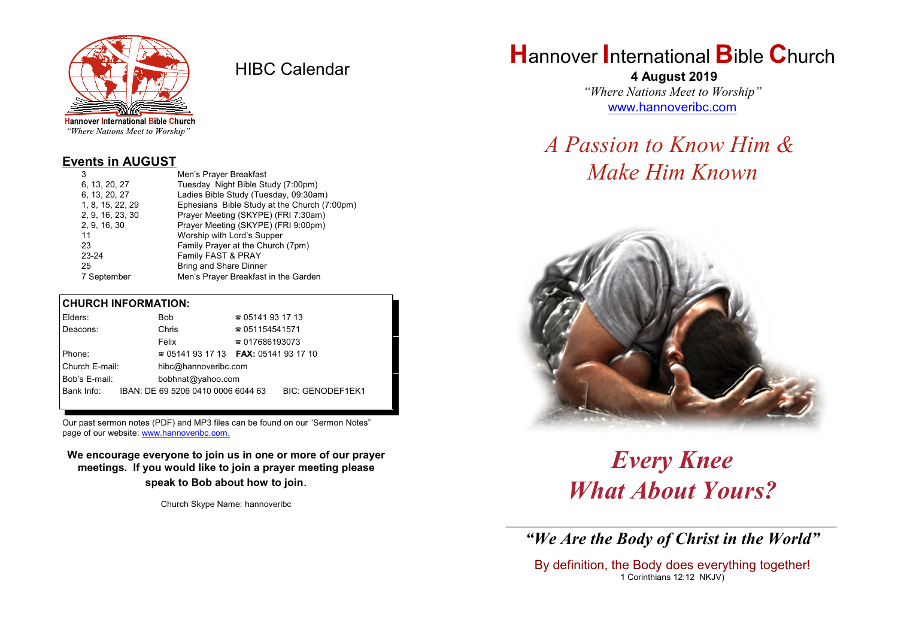Hannover International Bible Church
*"Where Nations Meet to Worship"*

# HIBC Calendar

## Events in AUGUST

| | |
|---|---|
| 3 | Men's Prayer Breakfast |
| 6, 13, 20, 27 | Tuesday Night Bible Study (7:00pm) |
| 6, 13, 20, 27 | Ladies Bible Study (Tuesday, 09:30am) |
| 1, 8, 15, 22, 29 | Ephesians Bible Study at the Church (7:00pm) |
| 2, 9, 16, 23, 30 | Prayer Meeting (SKYPE) (FRI 7:30am) |
| 2, 9, 16, 30 | Prayer Meeting (SKYPE) (FRI 9:00pm) |
| 11 | Worship with Lord's Supper |
| 23 | Family Prayer at the Church (7pm) |
| 23-24 | Family FAST & PRAY |
| 25 | Bring and Share Dinner |
| 7 September | Men's Prayer Breakfast in the Garden |

## CHURCH INFORMATION:

| | | |
|---|---|---|
| Elders: | Bob | ☎ 05141 93 17 13 |
| Deacons: | Chris | ☎ 051154541571 |
| | Felix | ☎ 017686193073 |
| Phone: | ☎ 05141 93 17 13 | **FAX:** 05141 93 17 10 |
| Church E-mail: | hibc@hannoveribc.com | |
| Bob's E-mail: | bobhnat@yahoo.com | |
| Bank Info: | IBAN: DE 69 5206 0410 0006 6044 63 | BIC: GENODEF1EK1 |

Our past sermon notes (PDF) and MP3 files can be found on our "Sermon Notes" page of our website: www.hannoveribc.com.

**We encourage everyone to join us in one or more of our prayer meetings. If you would like to join a prayer meeting please speak to Bob about how to join.**

Church Skype Name: hannoveribc

# Hannover International Bible Church

**4 August 2019**

*"Where Nations Meet to Worship"*

www.hannoveribc.com

## *A Passion to Know Him & Make Him Known*

## ***Every Knee What About Yours?***

---

***"We Are the Body of Christ in the World"***

By definition, the Body does everything together!
1 Corinthians 12:12 NKJV)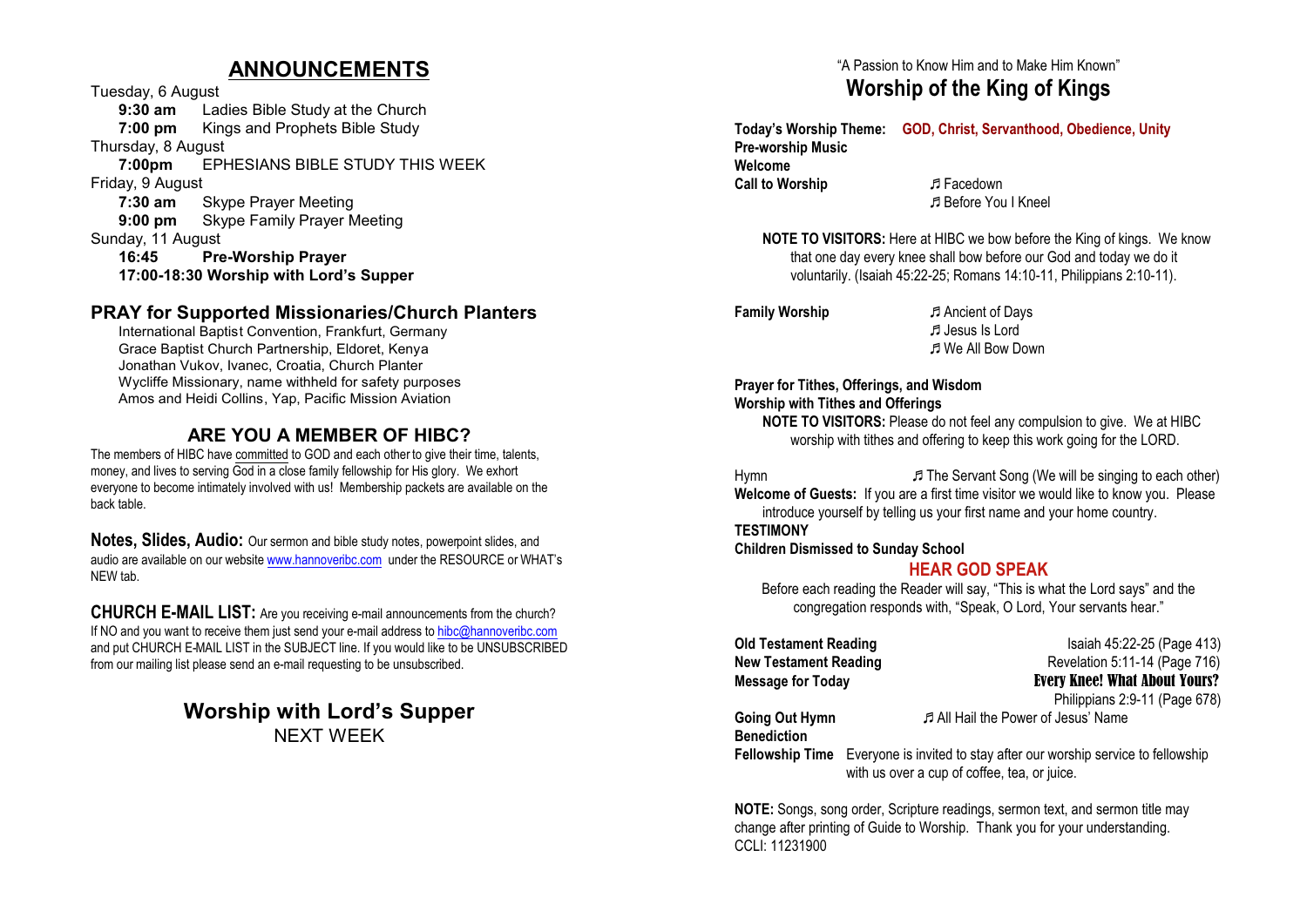# ANNOUNCEMENTS

Tuesday, 6 August

**9:30 am** Ladies Bible Study at the Church

**7:00 pm** Kings and Prophets Bible Study

Thursday, 8 August

**7:00pm** EPHESIANS BIBLE STUDY THIS WEEK

Friday, 9 August

**7:30 am** Skype Prayer Meeting

**9:00 pm** Skype Family Prayer Meeting

Sunday, 11 August

**16:45 Pre-Worship Prayer**

**17:00-18:30 Worship with Lord's Supper**

## PRAY for Supported Missionaries/Church Planters

International Baptist Convention, Frankfurt, Germany
Grace Baptist Church Partnership, Eldoret, Kenya
Jonathan Vukov, Ivanec, Croatia, Church Planter
Wycliffe Missionary, name withheld for safety purposes
Amos and Heidi Collins, Yap, Pacific Mission Aviation

## ARE YOU A MEMBER OF HIBC?

The members of HIBC have committed to GOD and each other to give their time, talents, money, and lives to serving God in a close family fellowship for His glory. We exhort everyone to become intimately involved with us! Membership packets are available on the back table.

**Notes, Slides, Audio:** Our sermon and bible study notes, powerpoint slides, and audio are available on our website www.hannoveribc.com under the RESOURCE or WHAT's NEW tab.

**CHURCH E-MAIL LIST:** Are you receiving e-mail announcements from the church? If NO and you want to receive them just send your e-mail address to hibc@hannoveribc.com and put CHURCH E-MAIL LIST in the SUBJECT line. If you would like to be UNSUBSCRIBED from our mailing list please send an e-mail requesting to be unsubscribed.

## Worship with Lord's Supper

NEXT WEEK

"A Passion to Know Him and to Make Him Known"

# Worship of the King of Kings

**Today's Worship Theme:** **GOD, Christ, Servanthood, Obedience, Unity**

**Pre-worship Music**

**Welcome**

**Call to Worship** ♬ Facedown
♬ Before You I Kneel

**NOTE TO VISITORS:** Here at HIBC we bow before the King of kings. We know that one day every knee shall bow before our God and today we do it voluntarily. (Isaiah 45:22-25; Romans 14:10-11, Philippians 2:10-11).

**Family Worship** ♬ Ancient of Days
♬ Jesus Is Lord
♬ We All Bow Down

**Prayer for Tithes, Offerings, and Wisdom**

**Worship with Tithes and Offerings**

**NOTE TO VISITORS:** Please do not feel any compulsion to give. We at HIBC worship with tithes and offering to keep this work going for the LORD.

Hymn ♬ The Servant Song (We will be singing to each other)

**Welcome of Guests:** If you are a first time visitor we would like to know you. Please introduce yourself by telling us your first name and your home country.

**TESTIMONY**

**Children Dismissed to Sunday School**

## HEAR GOD SPEAK

Before each reading the Reader will say, "This is what the Lord says" and the congregation responds with, "Speak, O Lord, Your servants hear."

**Old Testament Reading** Isaiah 45:22-25 (Page 413)

**New Testament Reading** Revelation 5:11-14 (Page 716)

**Message for Today** **Every Knee! What About Yours?**
Philippians 2:9-11 (Page 678)

**Going Out Hymn** ♬ All Hail the Power of Jesus' Name

**Benediction**

**Fellowship Time** Everyone is invited to stay after our worship service to fellowship with us over a cup of coffee, tea, or juice.

**NOTE:** Songs, song order, Scripture readings, sermon text, and sermon title may change after printing of Guide to Worship. Thank you for your understanding.
CCLI: 11231900